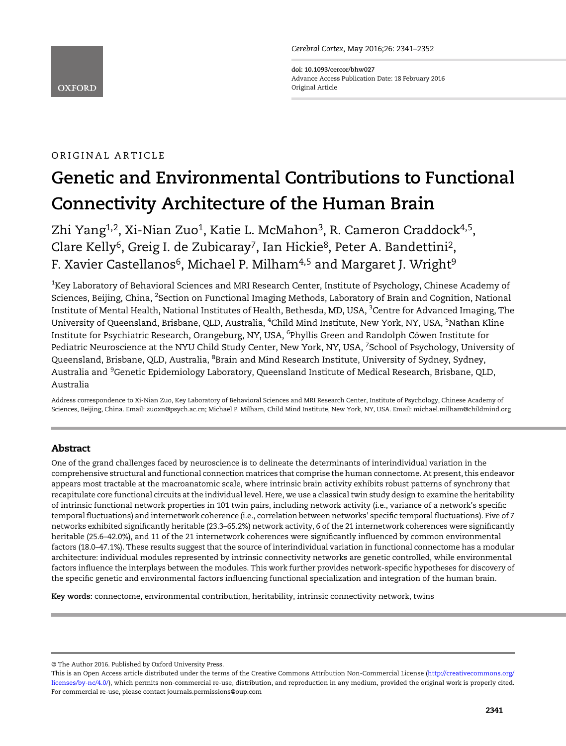ORIGINAL ARTICLE

# Genetic and Environmental Contributions to Functional Connectivity Architecture of the Human Brain

Zhi Yang[1,2], Xi-Nian Zuo[1], Katie L. McMahon[3], R. Cameron Craddock[4,5], Clare Kelly[6], Greig I. de Zubicaray[7], Ian Hickie[8], Peter A. Bandettini[2], F. Xavier Castellanos[6], Michael P. Milham[4,5] and Margaret J. Wright[9]

[1]Key Laboratory of Behavioral Sciences and MRI Research Center, Institute of Psychology, Chinese Academy of Sciences, Beijing, China, [2]Section on Functional Imaging Methods, Laboratory of Brain and Cognition, National Institute of Mental Health, National Institutes of Health, Bethesda, MD, USA, [3]Centre for Advanced Imaging, The University of Queensland, Brisbane, QLD, Australia, [4]Child Mind Institute, New York, NY, USA, [5]Nathan Kline Institute for Psychiatric Research, Orangeburg, NY, USA, [6]Phyllis Green and Randolph Cōwen Institute for Pediatric Neuroscience at the NYU Child Study Center, New York, NY, USA, [7]School of Psychology, University of Queensland, Brisbane, QLD, Australia, [8]Brain and Mind Research Institute, University of Sydney, Sydney, Australia and [9]Genetic Epidemiology Laboratory, Queensland Institute of Medical Research, Brisbane, QLD, Australia

Address correspondence to Xi-Nian Zuo, Key Laboratory of Behavioral Sciences and MRI Research Center, Institute of Psychology, Chinese Academy of Sciences, Beijing, China. Email: zuoxn@psych.ac.cn; Michael P. Milham, Child Mind Institute, New York, NY, USA. Email: michael.milham@childmind.org

## Abstract

One of the grand challenges faced by neuroscience is to delineate the determinants of interindividual variation in the comprehensive structural and functional connection matrices that comprise the human connectome. At present, this endeavor appears most tractable at the macroanatomic scale, where intrinsic brain activity exhibits robust patterns of synchrony that recapitulate core functional circuits at the individual level. Here, we use a classical twin study design to examine the heritability of intrinsic functional network properties in 101 twin pairs, including network activity (i.e., variance of a network's specific temporal fluctuations) and internetwork coherence (i.e., correlation between networks' specific temporal fluctuations). Five of 7 networks exhibited significantly heritable (23.3–65.2%) network activity, 6 of the 21 internetwork coherences were significantly heritable (25.6–42.0%), and 11 of the 21 internetwork coherences were significantly influenced by common environmental factors (18.0–47.1%). These results suggest that the source of interindividual variation in functional connectome has a modular architecture: individual modules represented by intrinsic connectivity networks are genetic controlled, while environmental factors influence the interplays between the modules. This work further provides network-specific hypotheses for discovery of the specific genetic and environmental factors influencing functional specialization and integration of the human brain.

**Key words:** connectome, environmental contribution, heritability, intrinsic connectivity network, twins

© The Author 2016. Published by Oxford University Press.
This is an Open Access article distributed under the terms of the Creative Commons Attribution Non-Commercial License (http://creativecommons.org/licenses/by-nc/4.0/), which permits non-commercial re-use, distribution, and reproduction in any medium, provided the original work is properly cited. For commercial re-use, please contact journals.permissions@oup.com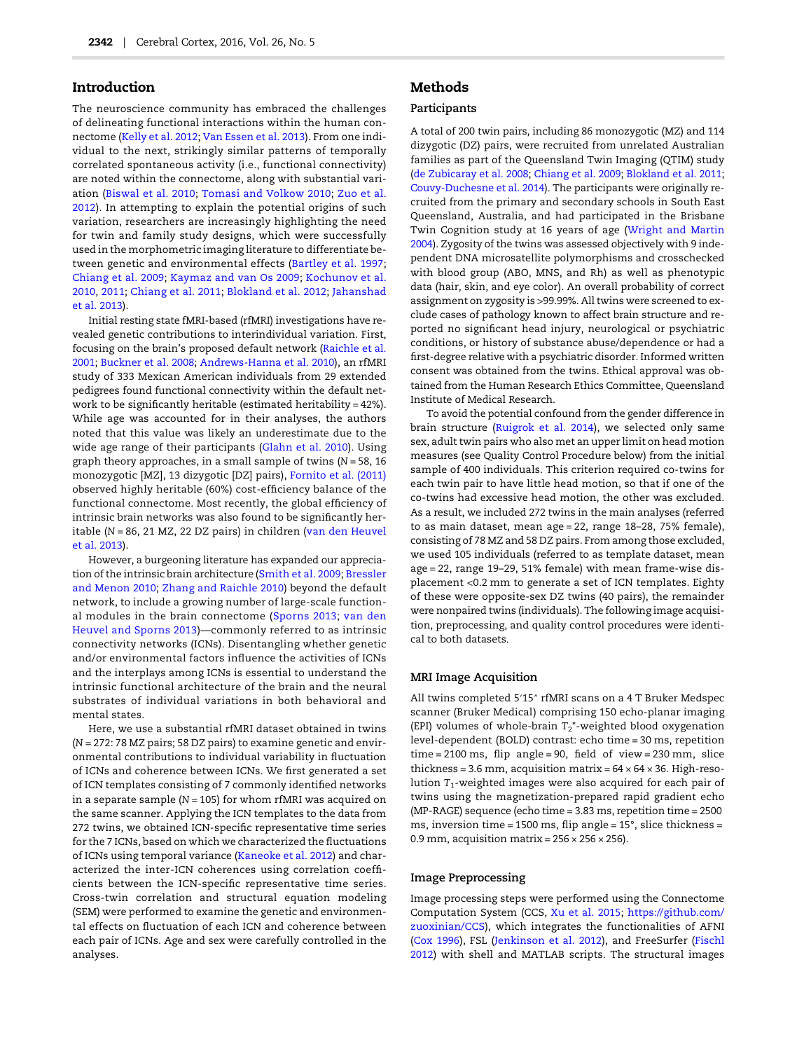## Introduction

The neuroscience community has embraced the challenges of delineating functional interactions within the human connectome (Kelly et al. 2012; Van Essen et al. 2013). From one individual to the next, strikingly similar patterns of temporally correlated spontaneous activity (i.e., functional connectivity) are noted within the connectome, along with substantial variation (Biswal et al. 2010; Tomasi and Volkow 2010; Zuo et al. 2012). In attempting to explain the potential origins of such variation, researchers are increasingly highlighting the need for twin and family study designs, which were successfully used in the morphometric imaging literature to differentiate between genetic and environmental effects (Bartley et al. 1997; Chiang et al. 2009; Kaymaz and van Os 2009; Kochunov et al. 2010, 2011; Chiang et al. 2011; Blokland et al. 2012; Jahanshad et al. 2013).

Initial resting state fMRI-based (rfMRI) investigations have revealed genetic contributions to interindividual variation. First, focusing on the brain's proposed default network (Raichle et al. 2001; Buckner et al. 2008; Andrews-Hanna et al. 2010), an rfMRI study of 333 Mexican American individuals from 29 extended pedigrees found functional connectivity within the default network to be significantly heritable (estimated heritability = 42%). While age was accounted for in their analyses, the authors noted that this value was likely an underestimate due to the wide age range of their participants (Glahn et al. 2010). Using graph theory approaches, in a small sample of twins ($N$ = 58, 16 monozygotic [MZ], 13 dizygotic [DZ] pairs), Fornito et al. (2011) observed highly heritable (60%) cost-efficiency balance of the functional connectome. Most recently, the global efficiency of intrinsic brain networks was also found to be significantly heritable ($N$ = 86, 21 MZ, 22 DZ pairs) in children (van den Heuvel et al. 2013).

However, a burgeoning literature has expanded our appreciation of the intrinsic brain architecture (Smith et al. 2009; Bressler and Menon 2010; Zhang and Raichle 2010) beyond the default network, to include a growing number of large-scale functional modules in the brain connectome (Sporns 2013; van den Heuvel and Sporns 2013)—commonly referred to as intrinsic connectivity networks (ICNs). Disentangling whether genetic and/or environmental factors influence the activities of ICNs and the interplays among ICNs is essential to understand the intrinsic functional architecture of the brain and the neural substrates of individual variations in both behavioral and mental states.

Here, we use a substantial rfMRI dataset obtained in twins ($N$ = 272: 78 MZ pairs; 58 DZ pairs) to examine genetic and environmental contributions to individual variability in fluctuation of ICNs and coherence between ICNs. We first generated a set of ICN templates consisting of 7 commonly identified networks in a separate sample ($N$ = 105) for whom rfMRI was acquired on the same scanner. Applying the ICN templates to the data from 272 twins, we obtained ICN-specific representative time series for the 7 ICNs, based on which we characterized the fluctuations of ICNs using temporal variance (Kaneoke et al. 2012) and characterized the inter-ICN coherences using correlation coefficients between the ICN-specific representative time series. Cross-twin correlation and structural equation modeling (SEM) were performed to examine the genetic and environmental effects on fluctuation of each ICN and coherence between each pair of ICNs. Age and sex were carefully controlled in the analyses.

## Methods

### Participants

A total of 200 twin pairs, including 86 monozygotic (MZ) and 114 dizygotic (DZ) pairs, were recruited from unrelated Australian families as part of the Queensland Twin Imaging (QTIM) study (de Zubicaray et al. 2008; Chiang et al. 2009; Blokland et al. 2011; Couvy-Duchesne et al. 2014). The participants were originally recruited from the primary and secondary schools in South East Queensland, Australia, and had participated in the Brisbane Twin Cognition study at 16 years of age (Wright and Martin 2004). Zygosity of the twins was assessed objectively with 9 independent DNA microsatellite polymorphisms and crosschecked with blood group (ABO, MNS, and Rh) as well as phenotypic data (hair, skin, and eye color). An overall probability of correct assignment on zygosity is >99.99%. All twins were screened to exclude cases of pathology known to affect brain structure and reported no significant head injury, neurological or psychiatric conditions, or history of substance abuse/dependence or had a first-degree relative with a psychiatric disorder. Informed written consent was obtained from the twins. Ethical approval was obtained from the Human Research Ethics Committee, Queensland Institute of Medical Research.

To avoid the potential confound from the gender difference in brain structure (Ruigrok et al. 2014), we selected only same sex, adult twin pairs who also met an upper limit on head motion measures (see Quality Control Procedure below) from the initial sample of 400 individuals. This criterion required co-twins for each twin pair to have little head motion, so that if one of the co-twins had excessive head motion, the other was excluded. As a result, we included 272 twins in the main analyses (referred to as main dataset, mean age = 22, range 18–28, 75% female), consisting of 78 MZ and 58 DZ pairs. From among those excluded, we used 105 individuals (referred to as template dataset, mean age = 22, range 19–29, 51% female) with mean frame-wise displacement <0.2 mm to generate a set of ICN templates. Eighty of these were opposite-sex DZ twins (40 pairs), the remainder were nonpaired twins (individuals). The following image acquisition, preprocessing, and quality control procedures were identical to both datasets.

### MRI Image Acquisition

All twins completed 5′15″ rfMRI scans on a 4 T Bruker Medspec scanner (Bruker Medical) comprising 150 echo-planar imaging (EPI) volumes of whole-brain $T_2^*$-weighted blood oxygenation level-dependent (BOLD) contrast: echo time = 30 ms, repetition time = 2100 ms, flip angle = 90, field of view = 230 mm, slice thickness = 3.6 mm, acquisition matrix = 64 × 64 × 36. High-resolution $T_1$-weighted images were also acquired for each pair of twins using the magnetization-prepared rapid gradient echo (MP-RAGE) sequence (echo time = 3.83 ms, repetition time = 2500 ms, inversion time = 1500 ms, flip angle = 15°, slice thickness = 0.9 mm, acquisition matrix = 256 × 256 × 256).

### Image Preprocessing

Image processing steps were performed using the Connectome Computation System (CCS, Xu et al. 2015; https://github.com/zuoxinian/CCS), which integrates the functionalities of AFNI (Cox 1996), FSL (Jenkinson et al. 2012), and FreeSurfer (Fischl 2012) with shell and MATLAB scripts. The structural images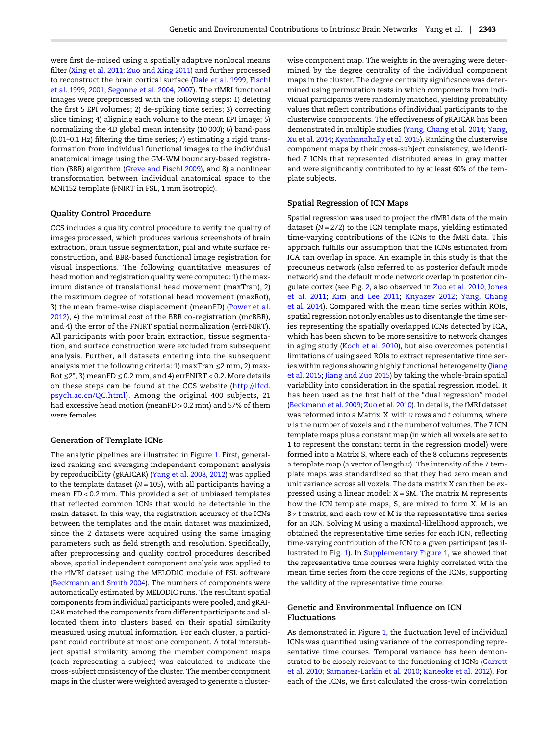were first de-noised using a spatially adaptive nonlocal means filter (Xing et al. 2011; Zuo and Xing 2011) and further processed to reconstruct the brain cortical surface (Dale et al. 1999; Fischl et al. 1999, 2001; Segonne et al. 2004, 2007). The rfMRI functional images were preprocessed with the following steps: 1) deleting the first 5 EPI volumes; 2) de-spiking time series; 3) correcting slice timing; 4) aligning each volume to the mean EPI image; 5) normalizing the 4D global mean intensity (10 000); 6) band-pass (0.01–0.1 Hz) filtering the time series; 7) estimating a rigid transformation from individual functional images to the individual anatomical image using the GM-WM boundary-based registration (BBR) algorithm (Greve and Fischl 2009), and 8) a nonlinear transformation between individual anatomical space to the MNI152 template (FNIRT in FSL, 1 mm isotropic).

### Quality Control Procedure

CCS includes a quality control procedure to verify the quality of images processed, which produces various screenshots of brain extraction, brain tissue segmentation, pial and white surface reconstruction, and BBR-based functional image registration for visual inspections. The following quantitative measures of head motion and registration quality were computed: 1) the maximum distance of translational head movement (maxTran), 2) the maximum degree of rotational head movement (maxRot), 3) the mean frame-wise displacement (meanFD) (Power et al. 2012), 4) the minimal cost of the BBR co-registration (mcBBR), and 4) the error of the FNIRT spatial normalization (errFNIRT). All participants with poor brain extraction, tissue segmentation, and surface construction were excluded from subsequent analysis. Further, all datasets entering into the subsequent analysis met the following criteria: 1) maxTran $\leq$2 mm, 2) maxRot $\leq$2°, 3) meanFD $\leq$ 0.2 mm, and 4) errFNIRT < 0.2. More details on these steps can be found at the CCS website (http://lfcd.psych.ac.cn/QC.html). Among the original 400 subjects, 21 had excessive head motion (meanFD > 0.2 mm) and 57% of them were females.

### Generation of Template ICNs

The analytic pipelines are illustrated in Figure 1. First, generalized ranking and averaging independent component analysis by reproducibility (gRAICAR) (Yang et al. 2008, 2012) was applied to the template dataset ($N$ = 105), with all participants having a mean FD < 0.2 mm. This provided a set of unbiased templates that reflected common ICNs that would be detectable in the main dataset. In this way, the registration accuracy of the ICNs between the templates and the main dataset was maximized, since the 2 datasets were acquired using the same imaging parameters such as field strength and resolution. Specifically, after preprocessing and quality control procedures described above, spatial independent component analysis was applied to the rfMRI dataset using the MELODIC module of FSL software (Beckmann and Smith 2004). The numbers of components were automatically estimated by MELODIC runs. The resultant spatial components from individual participants were pooled, and gRAICAR matched the components from different participants and allocated them into clusters based on their spatial similarity measured using mutual information. For each cluster, a participant could contribute at most one component. A total intersubject spatial similarity among the member component maps (each representing a subject) was calculated to indicate the cross-subject consistency of the cluster. The member component maps in the cluster were weighted averaged to generate a clusterwise component map. The weights in the averaging were determined by the degree centrality of the individual component maps in the cluster. The degree centrality significance was determined using permutation tests in which components from individual participants were randomly matched, yielding probability values that reflect contributions of individual participants to the clusterwise components. The effectiveness of gRAICAR has been demonstrated in multiple studies (Yang, Chang et al. 2014; Yang, Xu et al. 2014; Kyathanahally et al. 2015). Ranking the clusterwise component maps by their cross-subject consistency, we identified 7 ICNs that represented distributed areas in gray matter and were significantly contributed to by at least 60% of the template subjects.

### Spatial Regression of ICN Maps

Spatial regression was used to project the rfMRI data of the main dataset ($N$ = 272) to the ICN template maps, yielding estimated time-varying contributions of the ICNs to the fMRI data. This approach fulfills our assumption that the ICNs estimated from ICA can overlap in space. An example in this study is that the precuneus network (also referred to as posterior default mode network) and the default mode network overlap in posterior cingulate cortex (see Fig. 2, also observed in Zuo et al. 2010; Jones et al. 2011; Kim and Lee 2011; Knyazev 2012; Yang, Chang et al. 2014). Compared with the mean time series within ROIs, spatial regression not only enables us to disentangle the time series representing the spatially overlapped ICNs detected by ICA, which has been shown to be more sensitive to network changes in aging study (Koch et al. 2010), but also overcomes potential limitations of using seed ROIs to extract representative time series within regions showing highly functional heterogeneity (Jiang et al. 2015; Jiang and Zuo 2015) by taking the whole-brain spatial variability into consideration in the spatial regression model. It has been used as the first half of the "dual regression" model (Beckmann et al. 2009; Zuo et al. 2010). In details, the fMRI dataset was reformed into a Matrix X with $v$ rows and $t$ columns, where $v$ is the number of voxels and $t$ the number of volumes. The 7 ICN template maps plus a constant map (in which all voxels are set to 1 to represent the constant term in the regression model) were formed into a Matrix S, where each of the 8 columns represents a template map (a vector of length $v$). The intensity of the 7 template maps was standardized so that they had zero mean and unit variance across all voxels. The data matrix X can then be expressed using a linear model: X = SM. The matrix M represents how the ICN template maps, S, are mixed to form X. M is an $8 \times t$ matrix, and each row of M is the representative time series for an ICN. Solving M using a maximal-likelihood approach, we obtained the representative time series for each ICN, reflecting time-varying contribution of the ICN to a given participant (as illustrated in Fig. 1). In Supplementary Figure 1, we showed that the representative time courses were highly correlated with the mean time series from the core regions of the ICNs, supporting the validity of the representative time course.

### Genetic and Environmental Influence on ICN Fluctuations

As demonstrated in Figure 1, the fluctuation level of individual ICNs was quantified using variance of the corresponding representative time courses. Temporal variance has been demonstrated to be closely relevant to the functioning of ICNs (Garrett et al. 2010; Samanez-Larkin et al. 2010; Kaneoke et al. 2012). For each of the ICNs, we first calculated the cross-twin correlation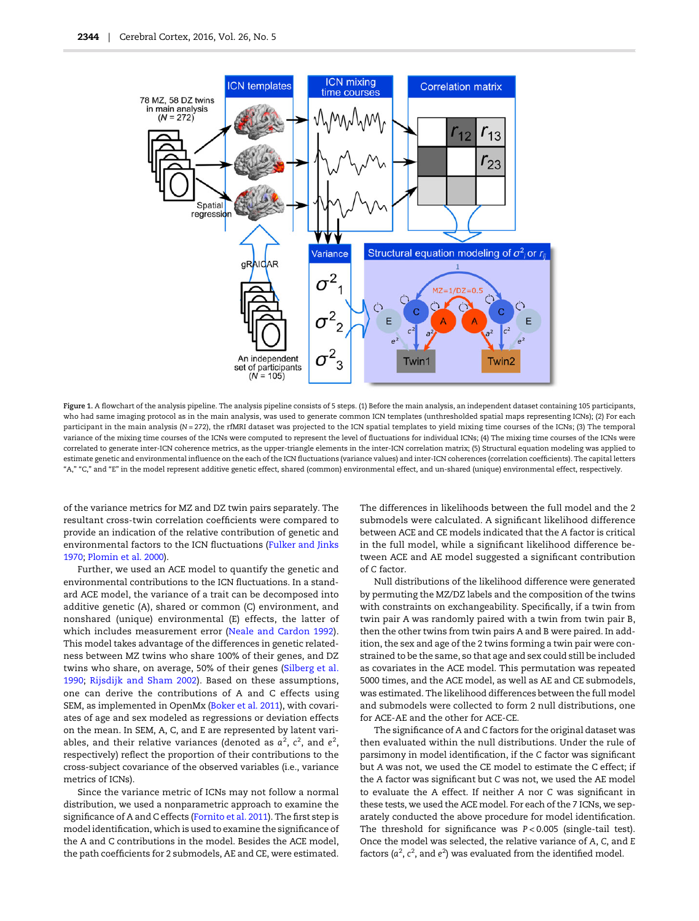Figure 1. A flowchart of the analysis pipeline. The analysis pipeline consists of 5 steps. (1) Before the main analysis, an independent dataset containing 105 participants, who had same imaging protocol as in the main analysis, was used to generate common ICN templates (unthresholded spatial maps representing ICNs); (2) For each participant in the main analysis ($N = 272$), the rfMRI dataset was projected to the ICN spatial templates to yield mixing time courses of the ICNs; (3) The temporal variance of the mixing time courses of the ICNs were computed to represent the level of fluctuations for individual ICNs; (4) The mixing time courses of the ICNs were correlated to generate inter-ICN coherence metrics, as the upper-triangle elements in the inter-ICN correlation matrix; (5) Structural equation modeling was applied to estimate genetic and environmental influence on the each of the ICN fluctuations (variance values) and inter-ICN coherences (correlation coefficients). The capital letters "A," "C," and "E" in the model represent additive genetic effect, shared (common) environmental effect, and un-shared (unique) environmental effect, respectively.

of the variance metrics for MZ and DZ twin pairs separately. The resultant cross-twin correlation coefficients were compared to provide an indication of the relative contribution of genetic and environmental factors to the ICN fluctuations (Fulker and Jinks 1970; Plomin et al. 2000).

Further, we used an ACE model to quantify the genetic and environmental contributions to the ICN fluctuations. In a standard ACE model, the variance of a trait can be decomposed into additive genetic (A), shared or common (C) environment, and nonshared (unique) environmental (E) effects, the latter of which includes measurement error (Neale and Cardon 1992). This model takes advantage of the differences in genetic relatedness between MZ twins who share 100% of their genes, and DZ twins who share, on average, 50% of their genes (Silberg et al. 1990; Rijsdijk and Sham 2002). Based on these assumptions, one can derive the contributions of A and C effects using SEM, as implemented in OpenMx (Boker et al. 2011), with covariates of age and sex modeled as regressions or deviation effects on the mean. In SEM, A, C, and E are represented by latent variables, and their relative variances (denoted as $a^2$, $c^2$, and $e^2$, respectively) reflect the proportion of their contributions to the cross-subject covariance of the observed variables (i.e., variance metrics of ICNs).

Since the variance metric of ICNs may not follow a normal distribution, we used a nonparametric approach to examine the significance of A and C effects (Fornito et al. 2011). The first step is model identification, which is used to examine the significance of the A and C contributions in the model. Besides the ACE model, the path coefficients for 2 submodels, AE and CE, were estimated. The differences in likelihoods between the full model and the 2 submodels were calculated. A significant likelihood difference between ACE and CE models indicated that the A factor is critical in the full model, while a significant likelihood difference between ACE and AE model suggested a significant contribution of C factor.

Null distributions of the likelihood difference were generated by permuting the MZ/DZ labels and the composition of the twins with constraints on exchangeability. Specifically, if a twin from twin pair A was randomly paired with a twin from twin pair B, then the other twins from twin pairs A and B were paired. In addition, the sex and age of the 2 twins forming a twin pair were constrained to be the same, so that age and sex could still be included as covariates in the ACE model. This permutation was repeated 5000 times, and the ACE model, as well as AE and CE submodels, was estimated. The likelihood differences between the full model and submodels were collected to form 2 null distributions, one for ACE-AE and the other for ACE-CE.

The significance of A and C factors for the original dataset was then evaluated within the null distributions. Under the rule of parsimony in model identification, if the C factor was significant but A was not, we used the CE model to estimate the C effect; if the A factor was significant but C was not, we used the AE model to evaluate the A effect. If neither A nor C was significant in these tests, we used the ACE model. For each of the 7 ICNs, we separately conducted the above procedure for model identification. The threshold for significance was $P < 0.005$ (single-tail test). Once the model was selected, the relative variance of A, C, and E factors ($a^2$, $c^2$, and $e^2$) was evaluated from the identified model.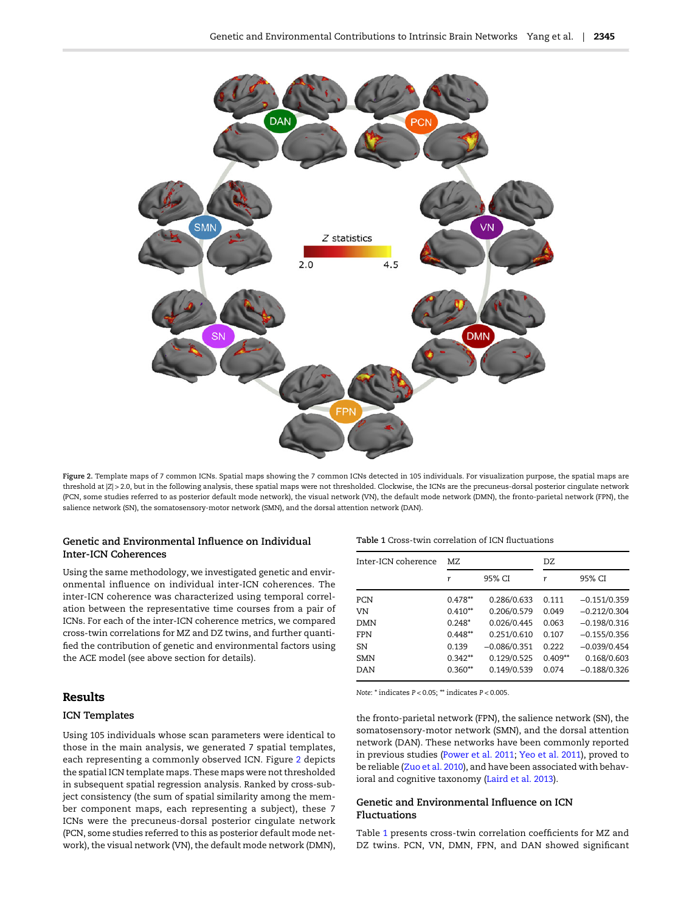Figure 2. Template maps of 7 common ICNs. Spatial maps showing the 7 common ICNs detected in 105 individuals. For visualization purpose, the spatial maps are threshold at $|Z| > 2.0$, but in the following analysis, these spatial maps were not thresholded. Clockwise, the ICNs are the precuneus-dorsal posterior cingulate network (PCN, some studies referred to as posterior default mode network), the visual network (VN), the default mode network (DMN), the fronto-parietal network (FPN), the salience network (SN), the somatosensory-motor network (SMN), and the dorsal attention network (DAN).

### Genetic and Environmental Influence on Individual Inter-ICN Coherences

Using the same methodology, we investigated genetic and environmental influence on individual inter-ICN coherences. The inter-ICN coherence was characterized using temporal correlation between the representative time courses from a pair of ICNs. For each of the inter-ICN coherence metrics, we compared cross-twin correlations for MZ and DZ twins, and further quantified the contribution of genetic and environmental factors using the ACE model (see above section for details).

## Results

### ICN Templates

Using 105 individuals whose scan parameters were identical to those in the main analysis, we generated 7 spatial templates, each representing a commonly observed ICN. Figure 2 depicts the spatial ICN template maps. These maps were not thresholded in subsequent spatial regression analysis. Ranked by cross-subject consistency (the sum of spatial similarity among the member component maps, each representing a subject), these 7 ICNs were the precuneus-dorsal posterior cingulate network (PCN, some studies referred to this as posterior default mode network), the visual network (VN), the default mode network (DMN), the fronto-parietal network (FPN), the salience network (SN), the somatosensory-motor network (SMN), and the dorsal attention network (DAN). These networks have been commonly reported in previous studies (Power et al. 2011; Yeo et al. 2011), proved to be reliable (Zuo et al. 2010), and have been associated with behavioral and cognitive taxonomy (Laird et al. 2013).

Table 1 Cross-twin correlation of ICN fluctuations

| Inter-ICN coherence | MZ | | DZ | |
|---|---|---|---|---|
| | $r$ | 95% CI | $r$ | 95% CI |
| PCN | 0.478** | 0.286/0.633 | 0.111 | −0.151/0.359 |
| VN | 0.410** | 0.206/0.579 | 0.049 | −0.212/0.304 |
| DMN | 0.248* | 0.026/0.445 | 0.063 | −0.198/0.316 |
| FPN | 0.448** | 0.251/0.610 | 0.107 | −0.155/0.356 |
| SN | 0.139 | −0.086/0.351 | 0.222 | −0.039/0.454 |
| SMN | 0.342** | 0.129/0.525 | 0.409** | 0.168/0.603 |
| DAN | 0.360** | 0.149/0.539 | 0.074 | −0.188/0.326 |

Note: * indicates $P < 0.05$; ** indicates $P < 0.005$.

### Genetic and Environmental Influence on ICN Fluctuations

Table 1 presents cross-twin correlation coefficients for MZ and DZ twins. PCN, VN, DMN, FPN, and DAN showed significant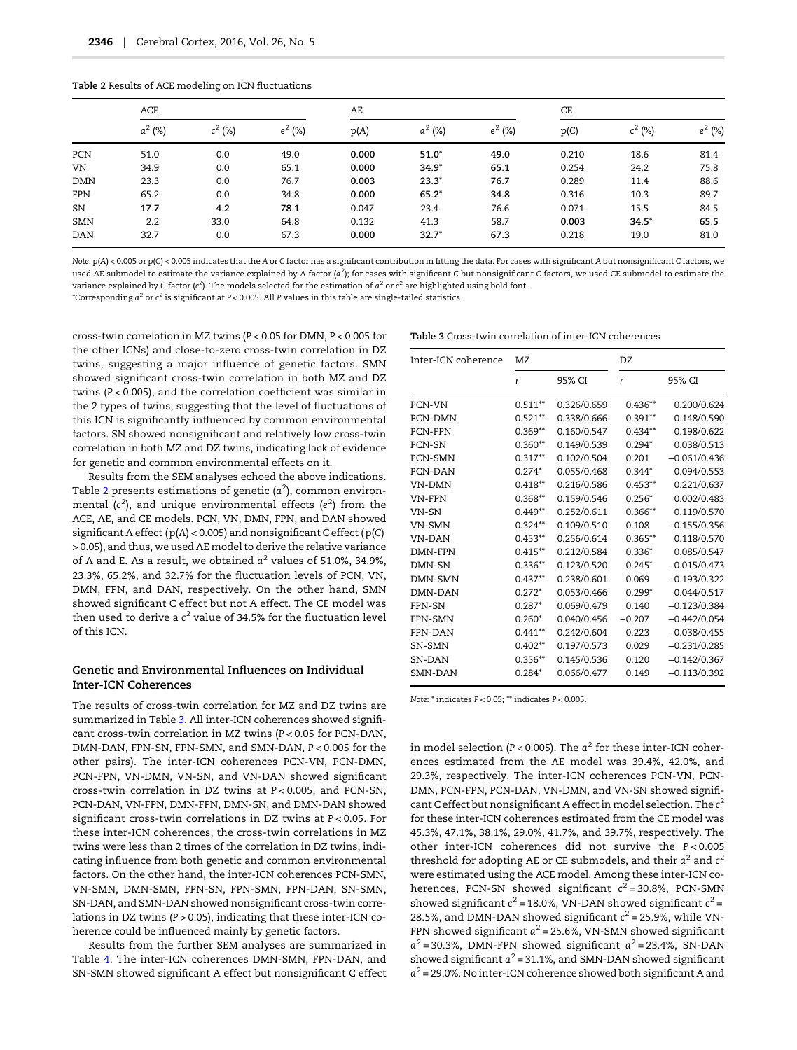**Table 2** Results of ACE modeling on ICN fluctuations

| | ACE | | | AE | | | CE | | |
|---|---|---|---|---|---|---|---|---|---|
| | $a^2$ (%) | $c^2$ (%) | $e^2$ (%) | p(A) | $a^2$ (%) | $e^2$ (%) | p(C) | $c^2$ (%) | $e^2$ (%) |
| PCN | 51.0 | 0.0 | 49.0 | **0.000** | **51.0*** | **49.0** | 0.210 | 18.6 | 81.4 |
| VN | 34.9 | 0.0 | 65.1 | **0.000** | **34.9*** | **65.1** | 0.254 | 24.2 | 75.8 |
| DMN | 23.3 | 0.0 | 76.7 | **0.003** | **23.3*** | **76.7** | 0.289 | 11.4 | 88.6 |
| FPN | 65.2 | 0.0 | 34.8 | **0.000** | **65.2*** | **34.8** | 0.316 | 10.3 | 89.7 |
| SN | **17.7** | **4.2** | **78.1** | 0.047 | 23.4 | 76.6 | 0.071 | 15.5 | 84.5 |
| SMN | 2.2 | 33.0 | 64.8 | 0.132 | 41.3 | 58.7 | **0.003** | **34.5*** | **65.5** |
| DAN | 32.7 | 0.0 | 67.3 | **0.000** | **32.7*** | **67.3** | 0.218 | 19.0 | 81.0 |

*Note*: p(A) < 0.005 or p(C) < 0.005 indicates that the *A* or *C* factor has a significant contribution in fitting the data. For cases with significant *A* but nonsignificant *C* factors, we used AE submodel to estimate the variance explained by *A* factor ($a^2$); for cases with significant *C* but nonsignificant *C* factors, we used CE submodel to estimate the variance explained by C factor ($c^2$). The models selected for the estimation of $a^2$ or $c^2$ are highlighted using bold font.

*Corresponding $a^2$ or $c^2$ is significant at $P < 0.005$. All *P* values in this table are single-tailed statistics.

cross-twin correlation in MZ twins ($P < 0.05$ for DMN, $P < 0.005$ for the other ICNs) and close-to-zero cross-twin correlation in DZ twins, suggesting a major influence of genetic factors. SMN showed significant cross-twin correlation in both MZ and DZ twins ($P < 0.005$), and the correlation coefficient was similar in the 2 types of twins, suggesting that the level of fluctuations of this ICN is significantly influenced by common environmental factors. SN showed nonsignificant and relatively low cross-twin correlation in both MZ and DZ twins, indicating lack of evidence for genetic and common environmental effects on it.

Results from the SEM analyses echoed the above indications. Table 2 presents estimations of genetic ($a^2$), common environmental ($c^2$), and unique environmental effects ($e^2$) from the ACE, AE, and CE models. PCN, VN, DMN, FPN, and DAN showed significant A effect (p(A) < 0.005) and nonsignificant C effect (p(C) > 0.05), and thus, we used AE model to derive the relative variance of A and E. As a result, we obtained $a^2$ values of 51.0%, 34.9%, 23.3%, 65.2%, and 32.7% for the fluctuation levels of PCN, VN, DMN, FPN, and DAN, respectively. On the other hand, SMN showed significant C effect but not A effect. The CE model was then used to derive a $c^2$ value of 34.5% for the fluctuation level of this ICN.

## Genetic and Environmental Influences on Individual Inter-ICN Coherences

The results of cross-twin correlation for MZ and DZ twins are summarized in Table 3. All inter-ICN coherences showed significant cross-twin correlation in MZ twins ($P < 0.05$ for PCN-DAN, DMN-DAN, FPN-SN, FPN-SMN, and SMN-DAN, $P < 0.005$ for the other pairs). The inter-ICN coherences PCN-VN, PCN-DMN, PCN-FPN, VN-DMN, VN-SN, and VN-DAN showed significant cross-twin correlation in DZ twins at $P < 0.005$, and PCN-SN, PCN-DAN, VN-FPN, DMN-FPN, DMN-SN, and DMN-DAN showed significant cross-twin correlations in DZ twins at $P < 0.05$. For these inter-ICN coherences, the cross-twin correlations in MZ twins were less than 2 times of the correlation in DZ twins, indicating influence from both genetic and common environmental factors. On the other hand, the inter-ICN coherences PCN-SMN, VN-SMN, DMN-SMN, FPN-SN, FPN-SMN, FPN-DAN, SN-SMN, SN-DAN, and SMN-DAN showed nonsignificant cross-twin correlations in DZ twins ($P > 0.05$), indicating that these inter-ICN coherence could be influenced mainly by genetic factors.

Results from the further SEM analyses are summarized in Table 4. The inter-ICN coherences DMN-SMN, FPN-DAN, and SN-SMN showed significant A effect but nonsignificant C effect

**Table 3** Cross-twin correlation of inter-ICN coherences

| Inter-ICN coherence | MZ | | DZ | |
|---|---|---|---|---|
| | *r* | 95% CI | *r* | 95% CI |
| PCN-VN | 0.511** | 0.326/0.659 | 0.436** | 0.200/0.624 |
| PCN-DMN | 0.521** | 0.338/0.666 | 0.391** | 0.148/0.590 |
| PCN-FPN | 0.369** | 0.160/0.547 | 0.434** | 0.198/0.622 |
| PCN-SN | 0.360** | 0.149/0.539 | 0.294* | 0.038/0.513 |
| PCN-SMN | 0.317** | 0.102/0.504 | 0.201 | −0.061/0.436 |
| PCN-DAN | 0.274* | 0.055/0.468 | 0.344* | 0.094/0.553 |
| VN-DMN | 0.418** | 0.216/0.586 | 0.453** | 0.221/0.637 |
| VN-FPN | 0.368** | 0.159/0.546 | 0.256* | 0.002/0.483 |
| VN-SN | 0.449** | 0.252/0.611 | 0.366** | 0.119/0.570 |
| VN-SMN | 0.324** | 0.109/0.510 | 0.108 | −0.155/0.356 |
| VN-DAN | 0.453** | 0.256/0.614 | 0.365** | 0.118/0.570 |
| DMN-FPN | 0.415** | 0.212/0.584 | 0.336* | 0.085/0.547 |
| DMN-SN | 0.336** | 0.123/0.520 | 0.245* | −0.015/0.473 |
| DMN-SMN | 0.437** | 0.238/0.601 | 0.069 | −0.193/0.322 |
| DMN-DAN | 0.272* | 0.053/0.466 | 0.299* | 0.044/0.517 |
| FPN-SN | 0.287* | 0.069/0.479 | 0.140 | −0.123/0.384 |
| FPN-SMN | 0.260* | 0.040/0.456 | −0.207 | −0.442/0.054 |
| FPN-DAN | 0.441** | 0.242/0.604 | 0.223 | −0.038/0.455 |
| SN-SMN | 0.402** | 0.197/0.573 | 0.029 | −0.231/0.285 |
| SN-DAN | 0.356** | 0.145/0.536 | 0.120 | −0.142/0.367 |
| SMN-DAN | 0.284* | 0.066/0.477 | 0.149 | −0.113/0.392 |

*Note*: * indicates $P < 0.05$; ** indicates $P < 0.005$.

in model selection ($P < 0.005$). The $a^2$ for these inter-ICN coherences estimated from the AE model was 39.4%, 42.0%, and 29.3%, respectively. The inter-ICN coherences PCN-VN, PCN-DMN, PCN-FPN, PCN-DAN, VN-DMN, and VN-SN showed significant C effect but nonsignificant A effect in model selection. The $c^2$ for these inter-ICN coherences estimated from the CE model was 45.3%, 47.1%, 38.1%, 29.0%, 41.7%, and 39.7%, respectively. The other inter-ICN coherences did not survive the $P < 0.005$ threshold for adopting AE or CE submodels, and their $a^2$ and $c^2$ were estimated using the ACE model. Among these inter-ICN coherences, PCN-SN showed significant $c^2 = 30.8\%$, PCN-SMN showed significant $c^2 = 18.0\%$, VN-DAN showed significant $c^2 = 28.5\%$, and DMN-DAN showed significant $c^2 = 25.9\%$, while VN-FPN showed significant $a^2 = 25.6\%$, VN-SMN showed significant $a^2 = 30.3\%$, DMN-FPN showed significant $a^2 = 23.4\%$, SN-DAN showed significant $a^2 = 31.1\%$, and SMN-DAN showed significant $a^2 = 29.0\%$. No inter-ICN coherence showed both significant A and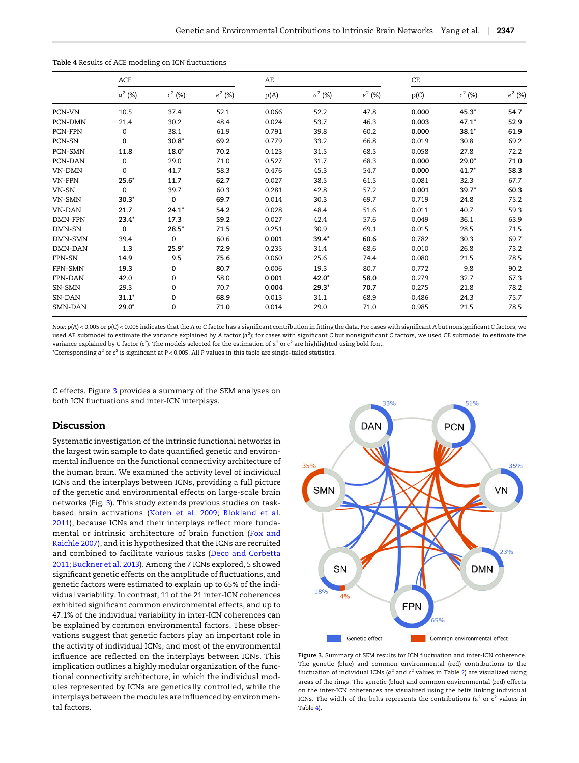**Table 4** Results of ACE modeling on ICN fluctuations

| | ACE | | | AE | | | CE | | |
|---|---|---|---|---|---|---|---|---|---|
| | $a^2$ (%) | $c^2$ (%) | $e^2$ (%) | p(A) | $a^2$ (%) | $e^2$ (%) | p(C) | $c^2$ (%) | $e^2$ (%) |
| PCN-VN | 10.5 | 37.4 | 52.1 | 0.066 | 52.2 | 47.8 | **0.000** | **45.3*** | **54.7** |
| PCN-DMN | 21.4 | 30.2 | 48.4 | 0.024 | 53.7 | 46.3 | **0.003** | **47.1*** | **52.9** |
| PCN-FPN | 0 | 38.1 | 61.9 | 0.791 | 39.8 | 60.2 | **0.000** | **38.1*** | **61.9** |
| PCN-SN | **0** | **30.8*** | **69.2** | 0.779 | 33.2 | 66.8 | 0.019 | 30.8 | 69.2 |
| PCN-SMN | **11.8** | **18.0*** | **70.2** | 0.123 | 31.5 | 68.5 | 0.058 | 27.8 | 72.2 |
| PCN-DAN | 0 | 29.0 | 71.0 | 0.527 | 31.7 | 68.3 | **0.000** | **29.0*** | **71.0** |
| VN-DMN | 0 | 41.7 | 58.3 | 0.476 | 45.3 | 54.7 | **0.000** | **41.7*** | **58.3** |
| VN-FPN | **25.6*** | **11.7** | **62.7** | 0.027 | 38.5 | 61.5 | 0.081 | 32.3 | 67.7 |
| VN-SN | 0 | 39.7 | 60.3 | 0.281 | 42.8 | 57.2 | **0.001** | **39.7*** | **60.3** |
| VN-SMN | **30.3*** | **0** | **69.7** | 0.014 | 30.3 | 69.7 | 0.719 | 24.8 | 75.2 |
| VN-DAN | 21.7 | **24.1*** | **54.2** | 0.028 | 48.4 | 51.6 | 0.011 | 40.7 | 59.3 |
| DMN-FPN | **23.4*** | **17.3** | **59.2** | 0.027 | 42.4 | 57.6 | 0.049 | 36.1 | 63.9 |
| DMN-SN | **0** | **28.5*** | **71.5** | 0.251 | 30.9 | 69.1 | 0.015 | 28.5 | 71.5 |
| DMN-SMN | 39.4 | 0 | 60.6 | **0.001** | **39.4*** | **60.6** | 0.782 | 30.3 | 69.7 |
| DMN-DAN | **1.3** | **25.9*** | **72.9** | 0.235 | 31.4 | 68.6 | 0.010 | 26.8 | 73.2 |
| FPN-SN | **14.9** | **9.5** | **75.6** | 0.060 | 25.6 | 74.4 | 0.080 | 21.5 | 78.5 |
| FPN-SMN | **19.3** | **0** | **80.7** | 0.006 | 19.3 | 80.7 | 0.772 | 9.8 | 90.2 |
| FPN-DAN | 42.0 | 0 | 58.0 | **0.001** | **42.0*** | **58.0** | 0.279 | 32.7 | 67.3 |
| SN-SMN | 29.3 | 0 | 70.7 | **0.004** | **29.3*** | **70.7** | 0.275 | 21.8 | 78.2 |
| SN-DAN | **31.1*** | **0** | **68.9** | 0.013 | 31.1 | 68.9 | 0.486 | 24.3 | 75.7 |
| SMN-DAN | **29.0*** | **0** | **71.0** | 0.014 | 29.0 | 71.0 | 0.985 | 21.5 | 78.5 |

*Note*: p(A) < 0.005 or p(C) < 0.005 indicates that the A or C factor has a significant contribution in fitting the data. For cases with significant A but nonsignificant C factors, we used AE submodel to estimate the variance explained by A factor ($a^2$); for cases with significant C but nonsignificant C factors, we used CE submodel to estimate the variance explained by C factor ($c^2$). The models selected for the estimation of $a^2$ or $c^2$ are highlighted using bold font.
*Corresponding $a^2$ or $c^2$ is significant at $P < 0.005$. All $P$ values in this table are single-tailed statistics.

C effects. Figure 3 provides a summary of the SEM analyses on both ICN fluctuations and inter-ICN interplays.

## Discussion

Systematic investigation of the intrinsic functional networks in the largest twin sample to date quantified genetic and environmental influence on the functional connectivity architecture of the human brain. We examined the activity level of individual ICNs and the interplays between ICNs, providing a full picture of the genetic and environmental effects on large-scale brain networks (Fig. 3). This study extends previous studies on task-based brain activations (Koten et al. 2009; Blokland et al. 2011), because ICNs and their interplays reflect more fundamental or intrinsic architecture of brain function (Fox and Raichle 2007), and it is hypothesized that the ICNs are recruited and combined to facilitate various tasks (Deco and Corbetta 2011; Buckner et al. 2013). Among the 7 ICNs explored, 5 showed significant genetic effects on the amplitude of fluctuations, and genetic factors were estimated to explain up to 65% of the individual variability. In contrast, 11 of the 21 inter-ICN coherences exhibited significant common environmental effects, and up to 47.1% of the individual variability in inter-ICN coherences can be explained by common environmental factors. These observations suggest that genetic factors play an important role in the activity of individual ICNs, and most of the environmental influence are reflected on the interplays between ICNs. This implication outlines a highly modular organization of the functional connectivity architecture, in which the individual modules represented by ICNs are genetically controlled, while the interplays between the modules are influenced by environmental factors.

**Figure 3.** Summary of SEM results for ICN fluctuation and inter-ICN coherence. The genetic (blue) and common environmental (red) contributions to the fluctuation of individual ICNs ($a^2$ and $c^2$ values in Table 2) are visualized using areas of the rings. The genetic (blue) and common environmental (red) effects on the inter-ICN coherences are visualized using the belts linking individual ICNs. The width of the belts represents the contributions ($a^2$ or $c^2$ values in Table 4).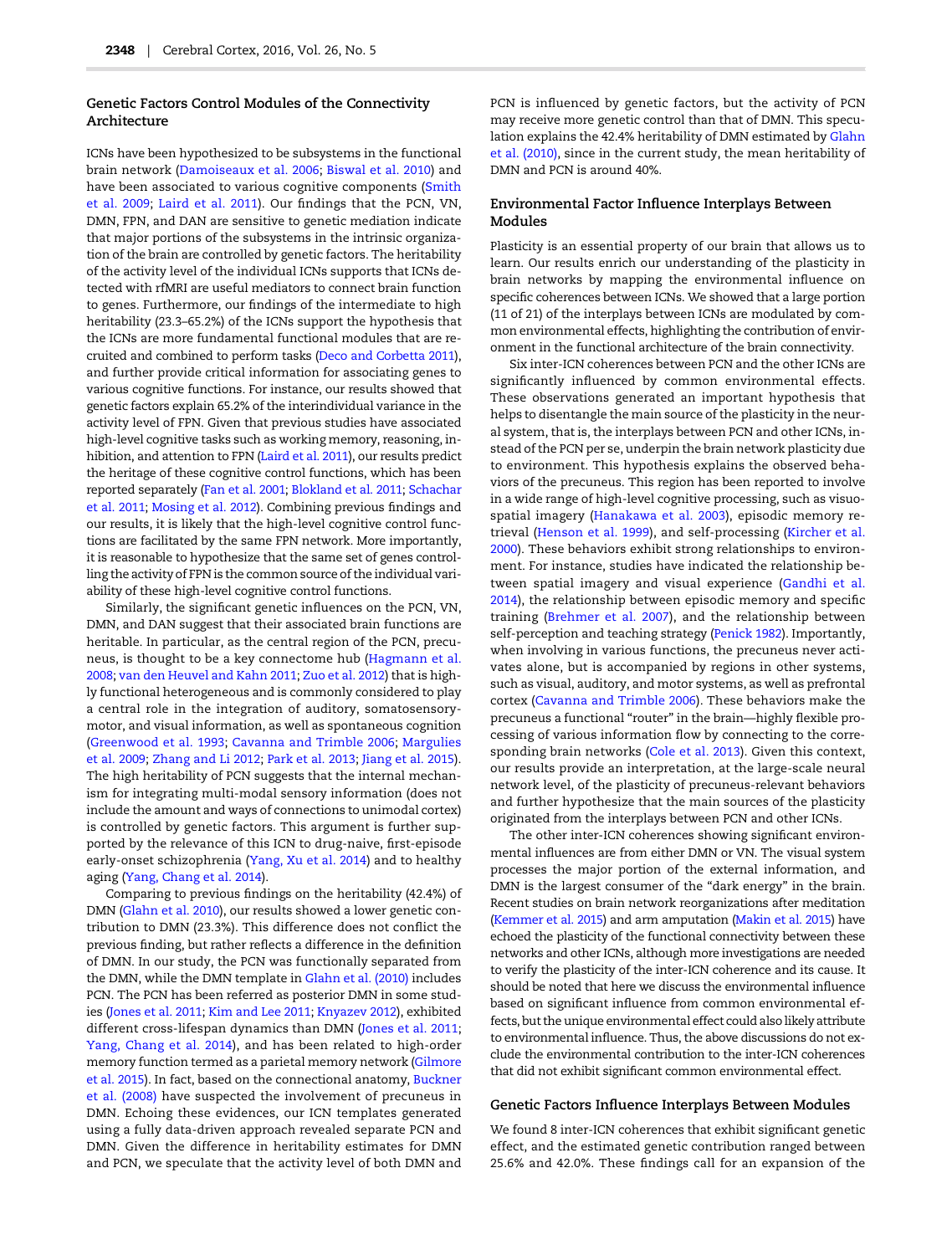### Genetic Factors Control Modules of the Connectivity Architecture

ICNs have been hypothesized to be subsystems in the functional brain network (Damoiseaux et al. 2006; Biswal et al. 2010) and have been associated to various cognitive components (Smith et al. 2009; Laird et al. 2011). Our findings that the PCN, VN, DMN, FPN, and DAN are sensitive to genetic mediation indicate that major portions of the subsystems in the intrinsic organization of the brain are controlled by genetic factors. The heritability of the activity level of the individual ICNs supports that ICNs detected with rfMRI are useful mediators to connect brain function to genes. Furthermore, our findings of the intermediate to high heritability (23.3–65.2%) of the ICNs support the hypothesis that the ICNs are more fundamental functional modules that are recruited and combined to perform tasks (Deco and Corbetta 2011), and further provide critical information for associating genes to various cognitive functions. For instance, our results showed that genetic factors explain 65.2% of the interindividual variance in the activity level of FPN. Given that previous studies have associated high-level cognitive tasks such as working memory, reasoning, inhibition, and attention to FPN (Laird et al. 2011), our results predict the heritage of these cognitive control functions, which has been reported separately (Fan et al. 2001; Blokland et al. 2011; Schachar et al. 2011; Mosing et al. 2012). Combining previous findings and our results, it is likely that the high-level cognitive control functions are facilitated by the same FPN network. More importantly, it is reasonable to hypothesize that the same set of genes controlling the activity of FPN is the common source of the individual variability of these high-level cognitive control functions.

Similarly, the significant genetic influences on the PCN, VN, DMN, and DAN suggest that their associated brain functions are heritable. In particular, as the central region of the PCN, precuneus, is thought to be a key connectome hub (Hagmann et al. 2008; van den Heuvel and Kahn 2011; Zuo et al. 2012) that is highly functional heterogeneous and is commonly considered to play a central role in the integration of auditory, somatosensory-motor, and visual information, as well as spontaneous cognition (Greenwood et al. 1993; Cavanna and Trimble 2006; Margulies et al. 2009; Zhang and Li 2012; Park et al. 2013; Jiang et al. 2015). The high heritability of PCN suggests that the internal mechanism for integrating multi-modal sensory information (does not include the amount and ways of connections to unimodal cortex) is controlled by genetic factors. This argument is further supported by the relevance of this ICN to drug-naive, first-episode early-onset schizophrenia (Yang, Xu et al. 2014) and to healthy aging (Yang, Chang et al. 2014).

Comparing to previous findings on the heritability (42.4%) of DMN (Glahn et al. 2010), our results showed a lower genetic contribution to DMN (23.3%). This difference does not conflict the previous finding, but rather reflects a difference in the definition of DMN. In our study, the PCN was functionally separated from the DMN, while the DMN template in Glahn et al. (2010) includes PCN. The PCN has been referred as posterior DMN in some studies (Jones et al. 2011; Kim and Lee 2011; Knyazev 2012), exhibited different cross-lifespan dynamics than DMN (Jones et al. 2011; Yang, Chang et al. 2014), and has been related to high-order memory function termed as a parietal memory network (Gilmore et al. 2015). In fact, based on the connectional anatomy, Buckner et al. (2008) have suspected the involvement of precuneus in DMN. Echoing these evidences, our ICN templates generated using a fully data-driven approach revealed separate PCN and DMN. Given the difference in heritability estimates for DMN and PCN, we speculate that the activity level of both DMN and PCN is influenced by genetic factors, but the activity of PCN may receive more genetic control than that of DMN. This speculation explains the 42.4% heritability of DMN estimated by Glahn et al. (2010), since in the current study, the mean heritability of DMN and PCN is around 40%.

### Environmental Factor Influence Interplays Between Modules

Plasticity is an essential property of our brain that allows us to learn. Our results enrich our understanding of the plasticity in brain networks by mapping the environmental influence on specific coherences between ICNs. We showed that a large portion (11 of 21) of the interplays between ICNs are modulated by common environmental effects, highlighting the contribution of environment in the functional architecture of the brain connectivity.

Six inter-ICN coherences between PCN and the other ICNs are significantly influenced by common environmental effects. These observations generated an important hypothesis that helps to disentangle the main source of the plasticity in the neural system, that is, the interplays between PCN and other ICNs, instead of the PCN per se, underpin the brain network plasticity due to environment. This hypothesis explains the observed behaviors of the precuneus. This region has been reported to involve in a wide range of high-level cognitive processing, such as visuo-spatial imagery (Hanakawa et al. 2003), episodic memory retrieval (Henson et al. 1999), and self-processing (Kircher et al. 2000). These behaviors exhibit strong relationships to environment. For instance, studies have indicated the relationship between spatial imagery and visual experience (Gandhi et al. 2014), the relationship between episodic memory and specific training (Brehmer et al. 2007), and the relationship between self-perception and teaching strategy (Penick 1982). Importantly, when involving in various functions, the precuneus never activates alone, but is accompanied by regions in other systems, such as visual, auditory, and motor systems, as well as prefrontal cortex (Cavanna and Trimble 2006). These behaviors make the precuneus a functional "router" in the brain—highly flexible processing of various information flow by connecting to the corresponding brain networks (Cole et al. 2013). Given this context, our results provide an interpretation, at the large-scale neural network level, of the plasticity of precuneus-relevant behaviors and further hypothesize that the main sources of the plasticity originated from the interplays between PCN and other ICNs.

The other inter-ICN coherences showing significant environmental influences are from either DMN or VN. The visual system processes the major portion of the external information, and DMN is the largest consumer of the "dark energy" in the brain. Recent studies on brain network reorganizations after meditation (Kemmer et al. 2015) and arm amputation (Makin et al. 2015) have echoed the plasticity of the functional connectivity between these networks and other ICNs, although more investigations are needed to verify the plasticity of the inter-ICN coherence and its cause. It should be noted that here we discuss the environmental influence based on significant influence from common environmental effects, but the unique environmental effect could also likely attribute to environmental influence. Thus, the above discussions do not exclude the environmental contribution to the inter-ICN coherences that did not exhibit significant common environmental effect.

### Genetic Factors Influence Interplays Between Modules

We found 8 inter-ICN coherences that exhibit significant genetic effect, and the estimated genetic contribution ranged between 25.6% and 42.0%. These findings call for an expansion of the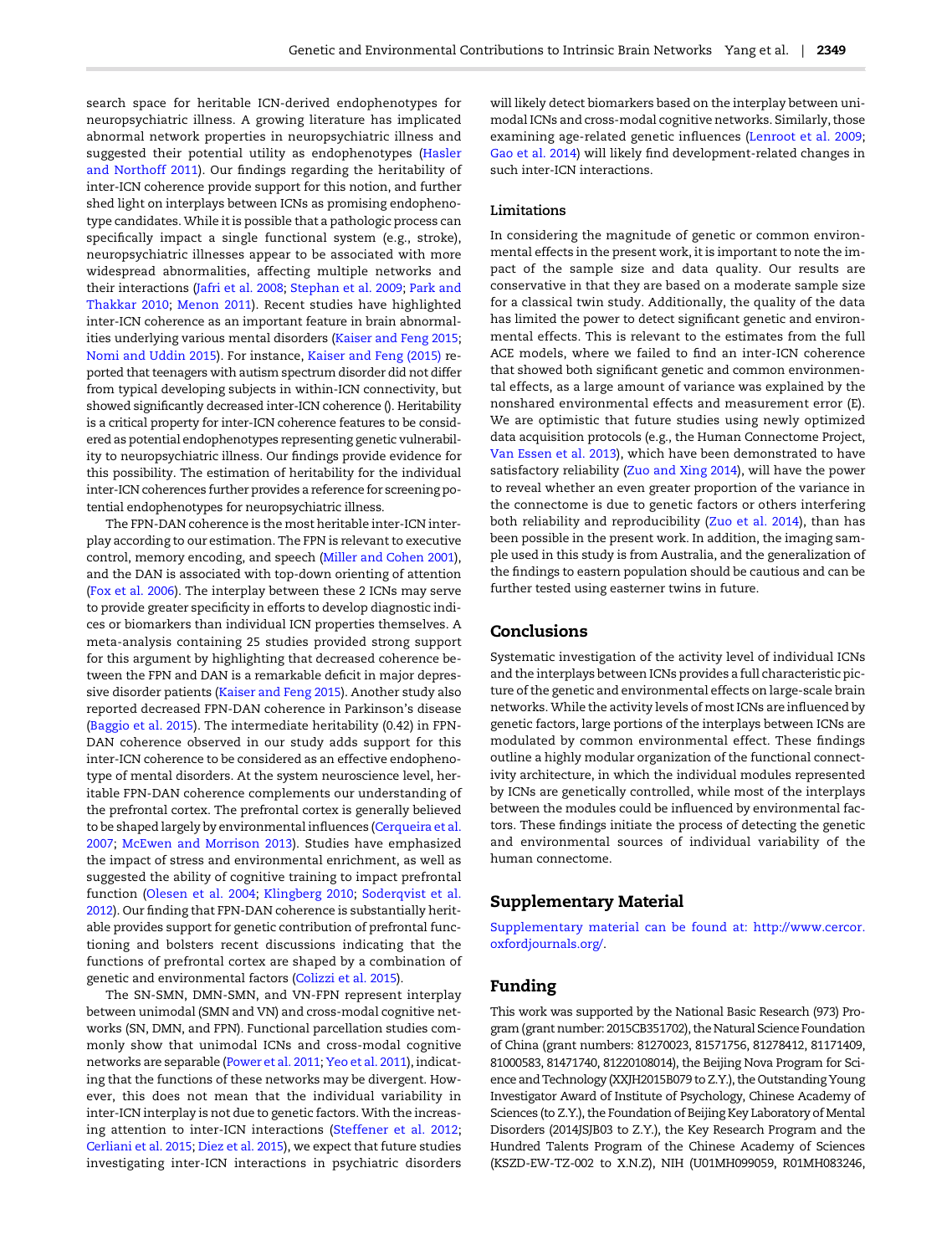search space for heritable ICN-derived endophenotypes for neuropsychiatric illness. A growing literature has implicated abnormal network properties in neuropsychiatric illness and suggested their potential utility as endophenotypes (Hasler and Northoff 2011). Our findings regarding the heritability of inter-ICN coherence provide support for this notion, and further shed light on interplays between ICNs as promising endophenotype candidates. While it is possible that a pathologic process can specifically impact a single functional system (e.g., stroke), neuropsychiatric illnesses appear to be associated with more widespread abnormalities, affecting multiple networks and their interactions (Jafri et al. 2008; Stephan et al. 2009; Park and Thakkar 2010; Menon 2011). Recent studies have highlighted inter-ICN coherence as an important feature in brain abnormalities underlying various mental disorders (Kaiser and Feng 2015; Nomi and Uddin 2015). For instance, Kaiser and Feng (2015) reported that teenagers with autism spectrum disorder did not differ from typical developing subjects in within-ICN connectivity, but showed significantly decreased inter-ICN coherence (). Heritability is a critical property for inter-ICN coherence features to be considered as potential endophenotypes representing genetic vulnerability to neuropsychiatric illness. Our findings provide evidence for this possibility. The estimation of heritability for the individual inter-ICN coherences further provides a reference for screening potential endophenotypes for neuropsychiatric illness.

The FPN-DAN coherence is the most heritable inter-ICN interplay according to our estimation. The FPN is relevant to executive control, memory encoding, and speech (Miller and Cohen 2001), and the DAN is associated with top-down orienting of attention (Fox et al. 2006). The interplay between these 2 ICNs may serve to provide greater specificity in efforts to develop diagnostic indices or biomarkers than individual ICN properties themselves. A meta-analysis containing 25 studies provided strong support for this argument by highlighting that decreased coherence between the FPN and DAN is a remarkable deficit in major depressive disorder patients (Kaiser and Feng 2015). Another study also reported decreased FPN-DAN coherence in Parkinson's disease (Baggio et al. 2015). The intermediate heritability (0.42) in FPN-DAN coherence observed in our study adds support for this inter-ICN coherence to be considered as an effective endophenotype of mental disorders. At the system neuroscience level, heritable FPN-DAN coherence complements our understanding of the prefrontal cortex. The prefrontal cortex is generally believed to be shaped largely by environmental influences (Cerqueira et al. 2007; McEwen and Morrison 2013). Studies have emphasized the impact of stress and environmental enrichment, as well as suggested the ability of cognitive training to impact prefrontal function (Olesen et al. 2004; Klingberg 2010; Soderqvist et al. 2012). Our finding that FPN-DAN coherence is substantially heritable provides support for genetic contribution of prefrontal functioning and bolsters recent discussions indicating that the functions of prefrontal cortex are shaped by a combination of genetic and environmental factors (Colizzi et al. 2015).

The SN-SMN, DMN-SMN, and VN-FPN represent interplay between unimodal (SMN and VN) and cross-modal cognitive networks (SN, DMN, and FPN). Functional parcellation studies commonly show that unimodal ICNs and cross-modal cognitive networks are separable (Power et al. 2011; Yeo et al. 2011), indicating that the functions of these networks may be divergent. However, this does not mean that the individual variability in inter-ICN interplay is not due to genetic factors. With the increasing attention to inter-ICN interactions (Steffener et al. 2012; Cerliani et al. 2015; Diez et al. 2015), we expect that future studies investigating inter-ICN interactions in psychiatric disorders will likely detect biomarkers based on the interplay between unimodal ICNs and cross-modal cognitive networks. Similarly, those examining age-related genetic influences (Lenroot et al. 2009; Gao et al. 2014) will likely find development-related changes in such inter-ICN interactions.

### Limitations

In considering the magnitude of genetic or common environmental effects in the present work, it is important to note the impact of the sample size and data quality. Our results are conservative in that they are based on a moderate sample size for a classical twin study. Additionally, the quality of the data has limited the power to detect significant genetic and environmental effects. This is relevant to the estimates from the full ACE models, where we failed to find an inter-ICN coherence that showed both significant genetic and common environmental effects, as a large amount of variance was explained by the nonshared environmental effects and measurement error (E). We are optimistic that future studies using newly optimized data acquisition protocols (e.g., the Human Connectome Project, Van Essen et al. 2013), which have been demonstrated to have satisfactory reliability (Zuo and Xing 2014), will have the power to reveal whether an even greater proportion of the variance in the connectome is due to genetic factors or others interfering both reliability and reproducibility (Zuo et al. 2014), than has been possible in the present work. In addition, the imaging sample used in this study is from Australia, and the generalization of the findings to eastern population should be cautious and can be further tested using easterner twins in future.

## Conclusions

Systematic investigation of the activity level of individual ICNs and the interplays between ICNs provides a full characteristic picture of the genetic and environmental effects on large-scale brain networks. While the activity levels of most ICNs are influenced by genetic factors, large portions of the interplays between ICNs are modulated by common environmental effect. These findings outline a highly modular organization of the functional connectivity architecture, in which the individual modules represented by ICNs are genetically controlled, while most of the interplays between the modules could be influenced by environmental factors. These findings initiate the process of detecting the genetic and environmental sources of individual variability of the human connectome.

## Supplementary Material

Supplementary material can be found at: http://www.cercor.oxfordjournals.org/.

## Funding

This work was supported by the National Basic Research (973) Program (grant number: 2015CB351702), the Natural Science Foundation of China (grant numbers: 81270023, 81571756, 81278412, 81171409, 81000583, 81471740, 81220108014), the Beijing Nova Program for Science and Technology (XXJH2015B079 to Z.Y.), the Outstanding Young Investigator Award of Institute of Psychology, Chinese Academy of Sciences (to Z.Y.), the Foundation of Beijing Key Laboratory of Mental Disorders (2014JSJB03 to Z.Y.), the Key Research Program and the Hundred Talents Program of the Chinese Academy of Sciences (KSZD-EW-TZ-002 to X.N.Z), NIH (U01MH099059, R01MH083246,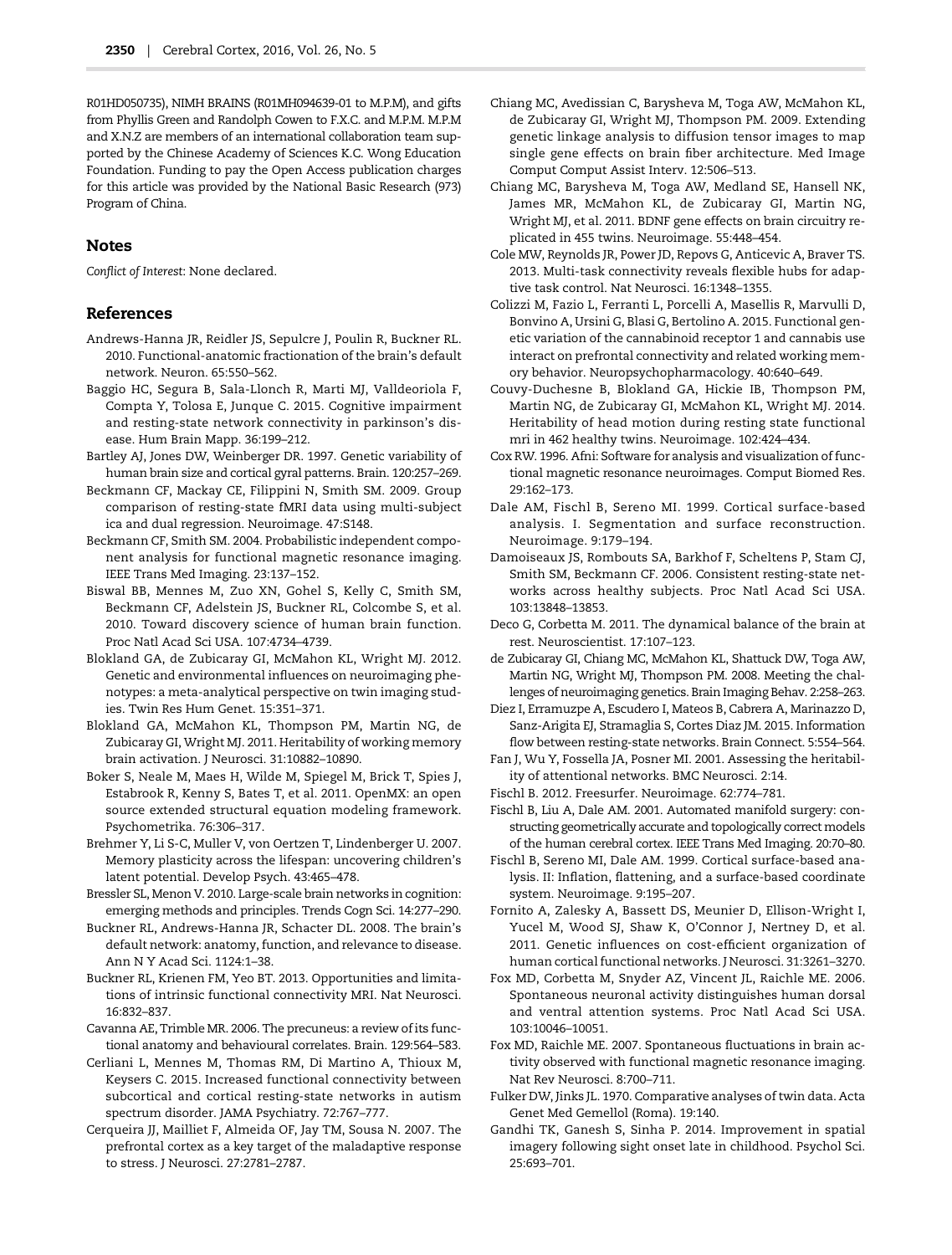R01HD050735), NIMH BRAINS (R01MH094639-01 to M.P.M), and gifts from Phyllis Green and Randolph Cowen to F.X.C. and M.P.M. M.P.M and X.N.Z are members of an international collaboration team supported by the Chinese Academy of Sciences K.C. Wong Education Foundation. Funding to pay the Open Access publication charges for this article was provided by the National Basic Research (973) Program of China.

## Notes

*Conflict of Interest*: None declared.

## References

Andrews-Hanna JR, Reidler JS, Sepulcre J, Poulin R, Buckner RL. 2010. Functional-anatomic fractionation of the brain's default network. Neuron. 65:550–562.

Baggio HC, Segura B, Sala-Llonch R, Marti MJ, Valldeoriola F, Compta Y, Tolosa E, Junque C. 2015. Cognitive impairment and resting-state network connectivity in parkinson's disease. Hum Brain Mapp. 36:199–212.

Bartley AJ, Jones DW, Weinberger DR. 1997. Genetic variability of human brain size and cortical gyral patterns. Brain. 120:257–269.

Beckmann CF, Mackay CE, Filippini N, Smith SM. 2009. Group comparison of resting-state fMRI data using multi-subject ica and dual regression. Neuroimage. 47:S148.

Beckmann CF, Smith SM. 2004. Probabilistic independent component analysis for functional magnetic resonance imaging. IEEE Trans Med Imaging. 23:137–152.

Biswal BB, Mennes M, Zuo XN, Gohel S, Kelly C, Smith SM, Beckmann CF, Adelstein JS, Buckner RL, Colcombe S, et al. 2010. Toward discovery science of human brain function. Proc Natl Acad Sci USA. 107:4734–4739.

Blokland GA, de Zubicaray GI, McMahon KL, Wright MJ. 2012. Genetic and environmental influences on neuroimaging phenotypes: a meta-analytical perspective on twin imaging studies. Twin Res Hum Genet. 15:351–371.

Blokland GA, McMahon KL, Thompson PM, Martin NG, de Zubicaray GI, Wright MJ. 2011. Heritability of working memory brain activation. J Neurosci. 31:10882–10890.

Boker S, Neale M, Maes H, Wilde M, Spiegel M, Brick T, Spies J, Estabrook R, Kenny S, Bates T, et al. 2011. OpenMX: an open source extended structural equation modeling framework. Psychometrika. 76:306–317.

Brehmer Y, Li S-C, Muller V, von Oertzen T, Lindenberger U. 2007. Memory plasticity across the lifespan: uncovering children's latent potential. Develop Psych. 43:465–478.

Bressler SL, Menon V. 2010. Large-scale brain networks in cognition: emerging methods and principles. Trends Cogn Sci. 14:277–290.

Buckner RL, Andrews-Hanna JR, Schacter DL. 2008. The brain's default network: anatomy, function, and relevance to disease. Ann N Y Acad Sci. 1124:1–38.

Buckner RL, Krienen FM, Yeo BT. 2013. Opportunities and limitations of intrinsic functional connectivity MRI. Nat Neurosci. 16:832–837.

Cavanna AE, Trimble MR. 2006. The precuneus: a review of its functional anatomy and behavioural correlates. Brain. 129:564–583.

Cerliani L, Mennes M, Thomas RM, Di Martino A, Thioux M, Keysers C. 2015. Increased functional connectivity between subcortical and cortical resting-state networks in autism spectrum disorder. JAMA Psychiatry. 72:767–777.

Cerqueira JJ, Mailliet F, Almeida OF, Jay TM, Sousa N. 2007. The prefrontal cortex as a key target of the maladaptive response to stress. J Neurosci. 27:2781–2787.

Chiang MC, Avedissian C, Barysheva M, Toga AW, McMahon KL, de Zubicaray GI, Wright MJ, Thompson PM. 2009. Extending genetic linkage analysis to diffusion tensor images to map single gene effects on brain fiber architecture. Med Image Comput Comput Assist Interv. 12:506–513.

Chiang MC, Barysheva M, Toga AW, Medland SE, Hansell NK, James MR, McMahon KL, de Zubicaray GI, Martin NG, Wright MJ, et al. 2011. BDNF gene effects on brain circuitry replicated in 455 twins. Neuroimage. 55:448–454.

Cole MW, Reynolds JR, Power JD, Repovs G, Anticevic A, Braver TS. 2013. Multi-task connectivity reveals flexible hubs for adaptive task control. Nat Neurosci. 16:1348–1355.

Colizzi M, Fazio L, Ferranti L, Porcelli A, Masellis R, Marvulli D, Bonvino A, Ursini G, Blasi G, Bertolino A. 2015. Functional genetic variation of the cannabinoid receptor 1 and cannabis use interact on prefrontal connectivity and related working memory behavior. Neuropsychopharmacology. 40:640–649.

Couvy-Duchesne B, Blokland GA, Hickie IB, Thompson PM, Martin NG, de Zubicaray GI, McMahon KL, Wright MJ. 2014. Heritability of head motion during resting state functional mri in 462 healthy twins. Neuroimage. 102:424–434.

Cox RW. 1996. Afni: Software for analysis and visualization of functional magnetic resonance neuroimages. Comput Biomed Res. 29:162–173.

Dale AM, Fischl B, Sereno MI. 1999. Cortical surface-based analysis. I. Segmentation and surface reconstruction. Neuroimage. 9:179–194.

Damoiseaux JS, Rombouts SA, Barkhof F, Scheltens P, Stam CJ, Smith SM, Beckmann CF. 2006. Consistent resting-state networks across healthy subjects. Proc Natl Acad Sci USA. 103:13848–13853.

Deco G, Corbetta M. 2011. The dynamical balance of the brain at rest. Neuroscientist. 17:107–123.

de Zubicaray GI, Chiang MC, McMahon KL, Shattuck DW, Toga AW, Martin NG, Wright MJ, Thompson PM. 2008. Meeting the challenges of neuroimaging genetics. Brain Imaging Behav. 2:258–263.

Diez I, Erramuzpe A, Escudero I, Mateos B, Cabrera A, Marinazzo D, Sanz-Arigita EJ, Stramaglia S, Cortes Diaz JM. 2015. Information flow between resting-state networks. Brain Connect. 5:554–564.

Fan J, Wu Y, Fossella JA, Posner MI. 2001. Assessing the heritability of attentional networks. BMC Neurosci. 2:14.

Fischl B. 2012. Freesurfer. Neuroimage. 62:774–781.

Fischl B, Liu A, Dale AM. 2001. Automated manifold surgery: constructing geometrically accurate and topologically correct models of the human cerebral cortex. IEEE Trans Med Imaging. 20:70–80.

Fischl B, Sereno MI, Dale AM. 1999. Cortical surface-based analysis. II: Inflation, flattening, and a surface-based coordinate system. Neuroimage. 9:195–207.

Fornito A, Zalesky A, Bassett DS, Meunier D, Ellison-Wright I, Yucel M, Wood SJ, Shaw K, O'Connor J, Nertney D, et al. 2011. Genetic influences on cost-efficient organization of human cortical functional networks. J Neurosci. 31:3261–3270.

Fox MD, Corbetta M, Snyder AZ, Vincent JL, Raichle ME. 2006. Spontaneous neuronal activity distinguishes human dorsal and ventral attention systems. Proc Natl Acad Sci USA. 103:10046–10051.

Fox MD, Raichle ME. 2007. Spontaneous fluctuations in brain activity observed with functional magnetic resonance imaging. Nat Rev Neurosci. 8:700–711.

Fulker DW, Jinks JL. 1970. Comparative analyses of twin data. Acta Genet Med Gemellol (Roma). 19:140.

Gandhi TK, Ganesh S, Sinha P. 2014. Improvement in spatial imagery following sight onset late in childhood. Psychol Sci. 25:693–701.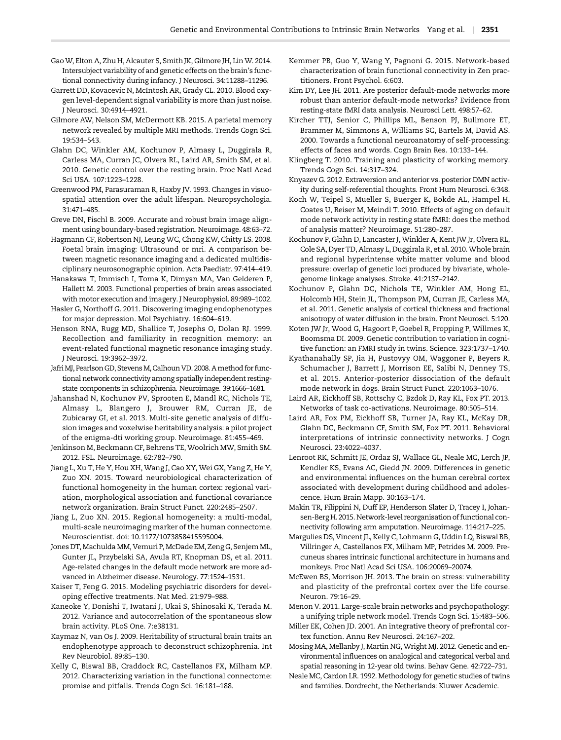Gao W, Elton A, Zhu H, Alcauter S, Smith JK, Gilmore JH, Lin W. 2014. Intersubject variability of and genetic effects on the brain's functional connectivity during infancy. J Neurosci. 34:11288–11296.

Garrett DD, Kovacevic N, McIntosh AR, Grady CL. 2010. Blood oxygen level-dependent signal variability is more than just noise. J Neurosci. 30:4914–4921.

Gilmore AW, Nelson SM, McDermott KB. 2015. A parietal memory network revealed by multiple MRI methods. Trends Cogn Sci. 19:534–543.

Glahn DC, Winkler AM, Kochunov P, Almasy L, Duggirala R, Carless MA, Curran JC, Olvera RL, Laird AR, Smith SM, et al. 2010. Genetic control over the resting brain. Proc Natl Acad Sci USA. 107:1223–1228.

Greenwood PM, Parasuraman R, Haxby JV. 1993. Changes in visuospatial attention over the adult lifespan. Neuropsychologia. 31:471–485.

Greve DN, Fischl B. 2009. Accurate and robust brain image alignment using boundary-based registration. Neuroimage. 48:63–72.

Hagmann CF, Robertson NJ, Leung WC, Chong KW, Chitty LS. 2008. Foetal brain imaging: Ultrasound or mri. A comparison between magnetic resonance imaging and a dedicated multidisciplinary neurosonographic opinion. Acta Paediatr. 97:414–419.

Hanakawa T, Immisch I, Toma K, Dimyan MA, Van Gelderen P, Hallett M. 2003. Functional properties of brain areas associated with motor execution and imagery. J Neurophysiol. 89:989–1002.

Hasler G, Northoff G. 2011. Discovering imaging endophenotypes for major depression. Mol Psychiatry. 16:604–619.

Henson RNA, Rugg MD, Shallice T, Josephs O, Dolan RJ. 1999. Recollection and familiarity in recognition memory: an event-related functional magnetic resonance imaging study. J Neurosci. 19:3962–3972.

Jafri MJ, Pearlson GD, Stevens M, Calhoun VD. 2008. A method for functional network connectivity among spatially independent resting-state components in schizophrenia. Neuroimage. 39:1666–1681.

Jahanshad N, Kochunov PV, Sprooten E, Mandl RC, Nichols TE, Almasy L, Blangero J, Brouwer RM, Curran JE, de Zubicaray GI, et al. 2013. Multi-site genetic analysis of diffusion images and voxelwise heritability analysis: a pilot project of the enigma-dti working group. Neuroimage. 81:455–469.

Jenkinson M, Beckmann CF, Behrens TE, Woolrich MW, Smith SM. 2012. FSL. Neuroimage. 62:782–790.

Jiang L, Xu T, He Y, Hou XH, Wang J, Cao XY, Wei GX, Yang Z, He Y, Zuo XN. 2015. Toward neurobiological characterization of functional homogeneity in the human cortex: regional variation, morphological association and functional covariance network organization. Brain Struct Funct. 220:2485–2507.

Jiang L, Zuo XN. 2015. Regional homogeneity: a multi-modal, multi-scale neuroimaging marker of the human connectome. Neuroscientist. doi: 10.1177/1073858415595004.

Jones DT, Machulda MM, Vemuri P, McDade EM, Zeng G, Senjem ML, Gunter JL, Przybelski SA, Avula RT, Knopman DS, et al. 2011. Age-related changes in the default mode network are more advanced in Alzheimer disease. Neurology. 77:1524–1531.

Kaiser T, Feng G. 2015. Modeling psychiatric disorders for developing effective treatments. Nat Med. 21:979–988.

Kaneoke Y, Donishi T, Iwatani J, Ukai S, Shinosaki K, Terada M. 2012. Variance and autocorrelation of the spontaneous slow brain activity. PLoS One. 7:e38131.

Kaymaz N, van Os J. 2009. Heritability of structural brain traits an endophenotype approach to deconstruct schizophrenia. Int Rev Neurobiol. 89:85–130.

Kelly C, Biswal BB, Craddock RC, Castellanos FX, Milham MP. 2012. Characterizing variation in the functional connectome: promise and pitfalls. Trends Cogn Sci. 16:181–188.

Kemmer PB, Guo Y, Wang Y, Pagnoni G. 2015. Network-based characterization of brain functional connectivity in Zen practitioners. Front Psychol. 6:603.

Kim DY, Lee JH. 2011. Are posterior default-mode networks more robust than anterior default-mode networks? Evidence from resting-state fMRI data analysis. Neurosci Lett. 498:57–62.

Kircher TTJ, Senior C, Phillips ML, Benson PJ, Bullmore ET, Brammer M, Simmons A, Williams SC, Bartels M, David AS. 2000. Towards a functional neuroanatomy of self-processing: effects of faces and words. Cogn Brain Res. 10:133–144.

Klingberg T. 2010. Training and plasticity of working memory. Trends Cogn Sci. 14:317–324.

Knyazev G. 2012. Extraversion and anterior vs. posterior DMN activity during self-referential thoughts. Front Hum Neurosci. 6:348.

Koch W, Teipel S, Mueller S, Buerger K, Bokde AL, Hampel H, Coates U, Reiser M, Meindl T. 2010. Effects of aging on default mode network activity in resting state fMRI: does the method of analysis matter? Neuroimage. 51:280–287.

Kochunov P, Glahn D, Lancaster J, Winkler A, Kent JW Jr, Olvera RL, Cole SA, Dyer TD, Almasy L, Duggirala R, et al. 2010. Whole brain and regional hyperintense white matter volume and blood pressure: overlap of genetic loci produced by bivariate, whole-genome linkage analyses. Stroke. 41:2137–2142.

Kochunov P, Glahn DC, Nichols TE, Winkler AM, Hong EL, Holcomb HH, Stein JL, Thompson PM, Curran JE, Carless MA, et al. 2011. Genetic analysis of cortical thickness and fractional anisotropy of water diffusion in the brain. Front Neurosci. 5:120.

Koten JW Jr, Wood G, Hagoort P, Goebel R, Propping P, Willmes K, Boomsma DI. 2009. Genetic contribution to variation in cognitive function: an FMRI study in twins. Science. 323:1737–1740.

Kyathanahally SP, Jia H, Pustovyy OM, Waggoner P, Beyers R, Schumacher J, Barrett J, Morrison EE, Salibi N, Denney TS, et al. 2015. Anterior-posterior dissociation of the default mode network in dogs. Brain Struct Funct. 220:1063–1076.

Laird AR, Eickhoff SB, Rottschy C, Bzdok D, Ray KL, Fox PT. 2013. Networks of task co-activations. Neuroimage. 80:505–514.

Laird AR, Fox PM, Eickhoff SB, Turner JA, Ray KL, McKay DR, Glahn DC, Beckmann CF, Smith SM, Fox PT. 2011. Behavioral interpretations of intrinsic connectivity networks. J Cogn Neurosci. 23:4022–4037.

Lenroot RK, Schmitt JE, Ordaz SJ, Wallace GL, Neale MC, Lerch JP, Kendler KS, Evans AC, Giedd JN. 2009. Differences in genetic and environmental influences on the human cerebral cortex associated with development during childhood and adolescence. Hum Brain Mapp. 30:163–174.

Makin TR, Filippini N, Duff EP, Henderson Slater D, Tracey I, Johansen-Berg H. 2015. Network-level reorganisation of functional connectivity following arm amputation. Neuroimage. 114:217–225.

Margulies DS, Vincent JL, Kelly C, Lohmann G, Uddin LQ, Biswal BB, Villringer A, Castellanos FX, Milham MP, Petrides M. 2009. Precuneus shares intrinsic functional architecture in humans and monkeys. Proc Natl Acad Sci USA. 106:20069–20074.

McEwen BS, Morrison JH. 2013. The brain on stress: vulnerability and plasticity of the prefrontal cortex over the life course. Neuron. 79:16–29.

Menon V. 2011. Large-scale brain networks and psychopathology: a unifying triple network model. Trends Cogn Sci. 15:483–506.

Miller EK, Cohen JD. 2001. An integrative theory of prefrontal cortex function. Annu Rev Neurosci. 24:167–202.

Mosing MA, Mellanby J, Martin NG, Wright MJ. 2012. Genetic and environmental influences on analogical and categorical verbal and spatial reasoning in 12-year old twins. Behav Gene. 42:722–731.

Neale MC, Cardon LR. 1992. Methodology for genetic studies of twins and families. Dordrecht, the Netherlands: Kluwer Academic.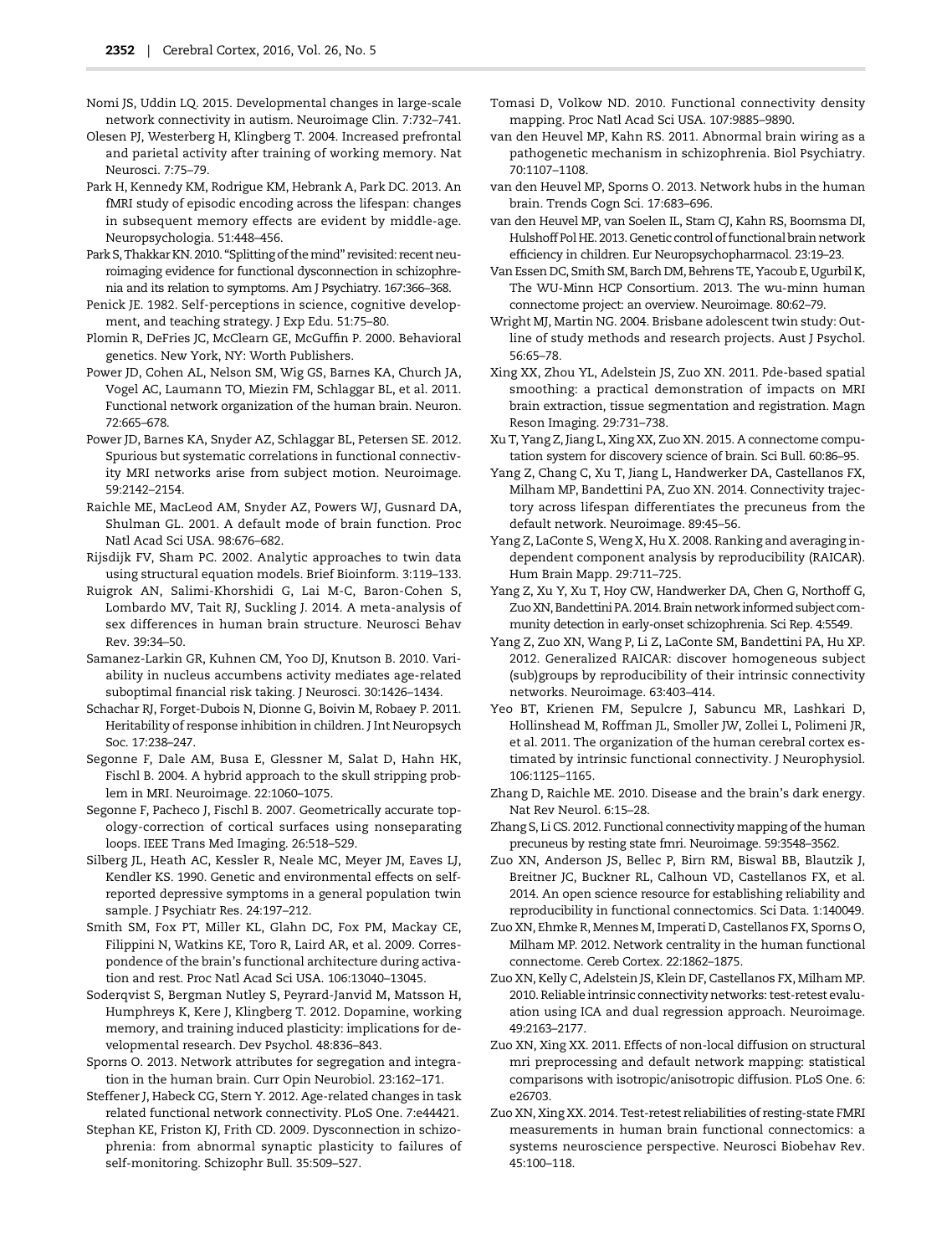Nomi JS, Uddin LQ. 2015. Developmental changes in large-scale network connectivity in autism. Neuroimage Clin. 7:732–741.

Olesen PJ, Westerberg H, Klingberg T. 2004. Increased prefrontal and parietal activity after training of working memory. Nat Neurosci. 7:75–79.

Park H, Kennedy KM, Rodrigue KM, Hebrank A, Park DC. 2013. An fMRI study of episodic encoding across the lifespan: changes in subsequent memory effects are evident by middle-age. Neuropsychologia. 51:448–456.

Park S, Thakkar KN. 2010. "Splitting of the mind" revisited: recent neuroimaging evidence for functional dysconnection in schizophrenia and its relation to symptoms. Am J Psychiatry. 167:366–368.

Penick JE. 1982. Self-perceptions in science, cognitive development, and teaching strategy. J Exp Edu. 51:75–80.

Plomin R, DeFries JC, McClearn GE, McGuffin P. 2000. Behavioral genetics. New York, NY: Worth Publishers.

Power JD, Cohen AL, Nelson SM, Wig GS, Barnes KA, Church JA, Vogel AC, Laumann TO, Miezin FM, Schlaggar BL, et al. 2011. Functional network organization of the human brain. Neuron. 72:665–678.

Power JD, Barnes KA, Snyder AZ, Schlaggar BL, Petersen SE. 2012. Spurious but systematic correlations in functional connectivity MRI networks arise from subject motion. Neuroimage. 59:2142–2154.

Raichle ME, MacLeod AM, Snyder AZ, Powers WJ, Gusnard DA, Shulman GL. 2001. A default mode of brain function. Proc Natl Acad Sci USA. 98:676–682.

Rijsdijk FV, Sham PC. 2002. Analytic approaches to twin data using structural equation models. Brief Bioinform. 3:119–133.

Ruigrok AN, Salimi-Khorshidi G, Lai M-C, Baron-Cohen S, Lombardo MV, Tait RJ, Suckling J. 2014. A meta-analysis of sex differences in human brain structure. Neurosci Behav Rev. 39:34–50.

Samanez-Larkin GR, Kuhnen CM, Yoo DJ, Knutson B. 2010. Variability in nucleus accumbens activity mediates age-related suboptimal financial risk taking. J Neurosci. 30:1426–1434.

Schachar RJ, Forget-Dubois N, Dionne G, Boivin M, Robaey P. 2011. Heritability of response inhibition in children. J Int Neuropsych Soc. 17:238–247.

Segonne F, Dale AM, Busa E, Glessner M, Salat D, Hahn HK, Fischl B. 2004. A hybrid approach to the skull stripping problem in MRI. Neuroimage. 22:1060–1075.

Segonne F, Pacheco J, Fischl B. 2007. Geometrically accurate topology-correction of cortical surfaces using nonseparating loops. IEEE Trans Med Imaging. 26:518–529.

Silberg JL, Heath AC, Kessler R, Neale MC, Meyer JM, Eaves LJ, Kendler KS. 1990. Genetic and environmental effects on self-reported depressive symptoms in a general population twin sample. J Psychiatr Res. 24:197–212.

Smith SM, Fox PT, Miller KL, Glahn DC, Fox PM, Mackay CE, Filippini N, Watkins KE, Toro R, Laird AR, et al. 2009. Correspondence of the brain's functional architecture during activation and rest. Proc Natl Acad Sci USA. 106:13040–13045.

Soderqvist S, Bergman Nutley S, Peyrard-Janvid M, Matsson H, Humphreys K, Kere J, Klingberg T. 2012. Dopamine, working memory, and training induced plasticity: implications for developmental research. Dev Psychol. 48:836–843.

Sporns O. 2013. Network attributes for segregation and integration in the human brain. Curr Opin Neurobiol. 23:162–171.

Steffener J, Habeck CG, Stern Y. 2012. Age-related changes in task related functional network connectivity. PLoS One. 7:e44421.

Stephan KE, Friston KJ, Frith CD. 2009. Dysconnection in schizophrenia: from abnormal synaptic plasticity to failures of self-monitoring. Schizophr Bull. 35:509–527.

Tomasi D, Volkow ND. 2010. Functional connectivity density mapping. Proc Natl Acad Sci USA. 107:9885–9890.

van den Heuvel MP, Kahn RS. 2011. Abnormal brain wiring as a pathogenetic mechanism in schizophrenia. Biol Psychiatry. 70:1107–1108.

van den Heuvel MP, Sporns O. 2013. Network hubs in the human brain. Trends Cogn Sci. 17:683–696.

van den Heuvel MP, van Soelen IL, Stam CJ, Kahn RS, Boomsma DI, Hulshoff Pol HE. 2013. Genetic control of functional brain network efficiency in children. Eur Neuropsychopharmacol. 23:19–23.

Van Essen DC, Smith SM, Barch DM, Behrens TE, Yacoub E, Ugurbil K, The WU-Minn HCP Consortium. 2013. The wu-minn human connectome project: an overview. Neuroimage. 80:62–79.

Wright MJ, Martin NG. 2004. Brisbane adolescent twin study: Outline of study methods and research projects. Aust J Psychol. 56:65–78.

Xing XX, Zhou YL, Adelstein JS, Zuo XN. 2011. Pde-based spatial smoothing: a practical demonstration of impacts on MRI brain extraction, tissue segmentation and registration. Magn Reson Imaging. 29:731–738.

Xu T, Yang Z, Jiang L, Xing XX, Zuo XN. 2015. A connectome computation system for discovery science of brain. Sci Bull. 60:86–95.

Yang Z, Chang C, Xu T, Jiang L, Handwerker DA, Castellanos FX, Milham MP, Bandettini PA, Zuo XN. 2014. Connectivity trajectory across lifespan differentiates the precuneus from the default network. Neuroimage. 89:45–56.

Yang Z, LaConte S, Weng X, Hu X. 2008. Ranking and averaging independent component analysis by reproducibility (RAICAR). Hum Brain Mapp. 29:711–725.

Yang Z, Xu Y, Xu T, Hoy CW, Handwerker DA, Chen G, Northoff G, Zuo XN, Bandettini PA. 2014. Brain network informed subject community detection in early-onset schizophrenia. Sci Rep. 4:5549.

Yang Z, Zuo XN, Wang P, Li Z, LaConte SM, Bandettini PA, Hu XP. 2012. Generalized RAICAR: discover homogeneous subject (sub)groups by reproducibility of their intrinsic connectivity networks. Neuroimage. 63:403–414.

Yeo BT, Krienen FM, Sepulcre J, Sabuncu MR, Lashkari D, Hollinshead M, Roffman JL, Smoller JW, Zollei L, Polimeni JR, et al. 2011. The organization of the human cerebral cortex estimated by intrinsic functional connectivity. J Neurophysiol. 106:1125–1165.

Zhang D, Raichle ME. 2010. Disease and the brain's dark energy. Nat Rev Neurol. 6:15–28.

Zhang S, Li CS. 2012. Functional connectivity mapping of the human precuneus by resting state fmri. Neuroimage. 59:3548–3562.

Zuo XN, Anderson JS, Bellec P, Birn RM, Biswal BB, Blautzik J, Breitner JC, Buckner RL, Calhoun VD, Castellanos FX, et al. 2014. An open science resource for establishing reliability and reproducibility in functional connectomics. Sci Data. 1:140049.

Zuo XN, Ehmke R, Mennes M, Imperati D, Castellanos FX, Sporns O, Milham MP. 2012. Network centrality in the human functional connectome. Cereb Cortex. 22:1862–1875.

Zuo XN, Kelly C, Adelstein JS, Klein DF, Castellanos FX, Milham MP. 2010. Reliable intrinsic connectivity networks: test-retest evaluation using ICA and dual regression approach. Neuroimage. 49:2163–2177.

Zuo XN, Xing XX. 2011. Effects of non-local diffusion on structural mri preprocessing and default network mapping: statistical comparisons with isotropic/anisotropic diffusion. PLoS One. 6: e26703.

Zuo XN, Xing XX. 2014. Test-retest reliabilities of resting-state FMRI measurements in human brain functional connectomics: a systems neuroscience perspective. Neurosci Biobehav Rev. 45:100–118.